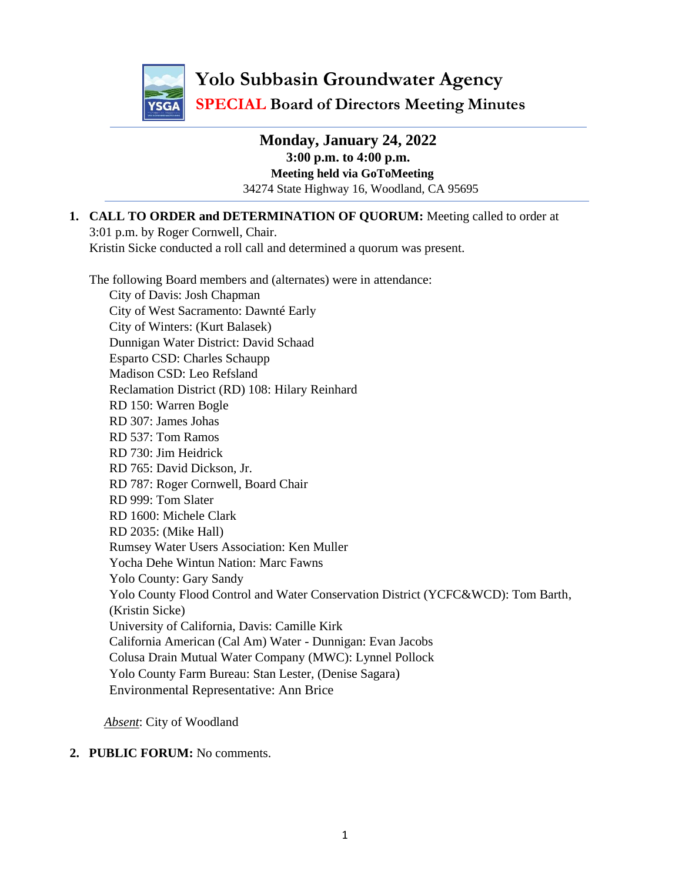# Yolo Subbasin Groundwater Agency

## SPECIAL Board of Directors Meeting Minutes

**Monday, January 24, 2022**
**3:00 p.m. to 4:00 p.m.**
**Meeting held via GoToMeeting**
34274 State Highway 16, Woodland, CA 95695

1. **CALL TO ORDER and DETERMINATION OF QUORUM:** Meeting called to order at 3:01 p.m. by Roger Cornwell, Chair.
   Kristin Sicke conducted a roll call and determined a quorum was present.

   The following Board members and (alternates) were in attendance:
   - City of Davis: Josh Chapman
   - City of West Sacramento: Dawnté Early
   - City of Winters: (Kurt Balasek)
   - Dunnigan Water District: David Schaad
   - Esparto CSD: Charles Schaupp
   - Madison CSD: Leo Refsland
   - Reclamation District (RD) 108: Hilary Reinhard
   - RD 150: Warren Bogle
   - RD 307: James Johas
   - RD 537: Tom Ramos
   - RD 730: Jim Heidrick
   - RD 765: David Dickson, Jr.
   - RD 787: Roger Cornwell, Board Chair
   - RD 999: Tom Slater
   - RD 1600: Michele Clark
   - RD 2035: (Mike Hall)
   - Rumsey Water Users Association: Ken Muller
   - Yocha Dehe Wintun Nation: Marc Fawns
   - Yolo County: Gary Sandy
   - Yolo County Flood Control and Water Conservation District (YCFC&WCD): Tom Barth, (Kristin Sicke)
   - University of California, Davis: Camille Kirk
   - California American (Cal Am) Water - Dunnigan: Evan Jacobs
   - Colusa Drain Mutual Water Company (MWC): Lynnel Pollock
   - Yolo County Farm Bureau: Stan Lester, (Denise Sagara)
   - Environmental Representative: Ann Brice

   *Absent*: City of Woodland

2. **PUBLIC FORUM:** No comments.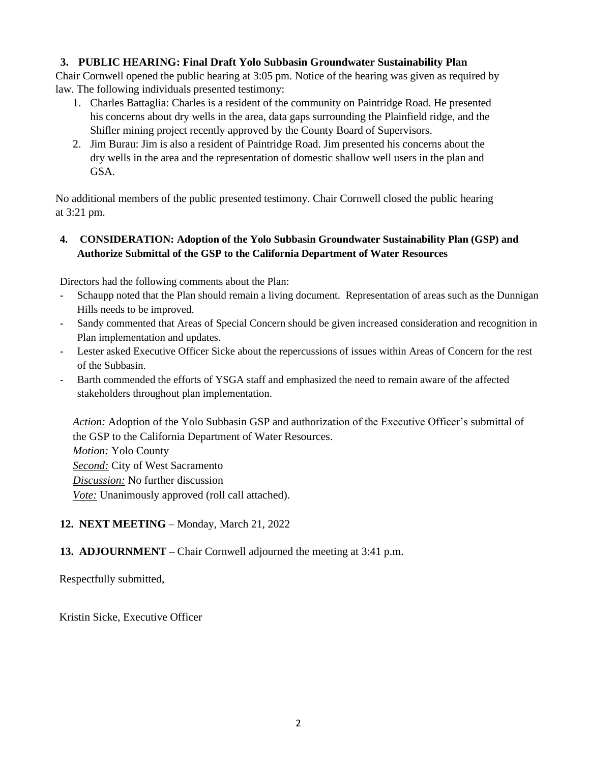**3. PUBLIC HEARING: Final Draft Yolo Subbasin Groundwater Sustainability Plan**

Chair Cornwell opened the public hearing at 3:05 pm. Notice of the hearing was given as required by law. The following individuals presented testimony:

1. Charles Battaglia: Charles is a resident of the community on Paintridge Road. He presented his concerns about dry wells in the area, data gaps surrounding the Plainfield ridge, and the Shifler mining project recently approved by the County Board of Supervisors.
2. Jim Burau: Jim is also a resident of Paintridge Road. Jim presented his concerns about the dry wells in the area and the representation of domestic shallow well users in the plan and GSA.

No additional members of the public presented testimony. Chair Cornwell closed the public hearing at 3:21 pm.

**4. CONSIDERATION: Adoption of the Yolo Subbasin Groundwater Sustainability Plan (GSP) and Authorize Submittal of the GSP to the California Department of Water Resources**

Directors had the following comments about the Plan:

- Schaupp noted that the Plan should remain a living document. Representation of areas such as the Dunnigan Hills needs to be improved.
- Sandy commented that Areas of Special Concern should be given increased consideration and recognition in Plan implementation and updates.
- Lester asked Executive Officer Sicke about the repercussions of issues within Areas of Concern for the rest of the Subbasin.
- Barth commended the efforts of YSGA staff and emphasized the need to remain aware of the affected stakeholders throughout plan implementation.

*Action:* Adoption of the Yolo Subbasin GSP and authorization of the Executive Officer's submittal of the GSP to the California Department of Water Resources.
*Motion:* Yolo County
*Second:* City of West Sacramento
*Discussion:* No further discussion
*Vote:* Unanimously approved (roll call attached).

**12. NEXT MEETING** – Monday, March 21, 2022

**13. ADJOURNMENT –** Chair Cornwell adjourned the meeting at 3:41 p.m.

Respectfully submitted,

Kristin Sicke, Executive Officer